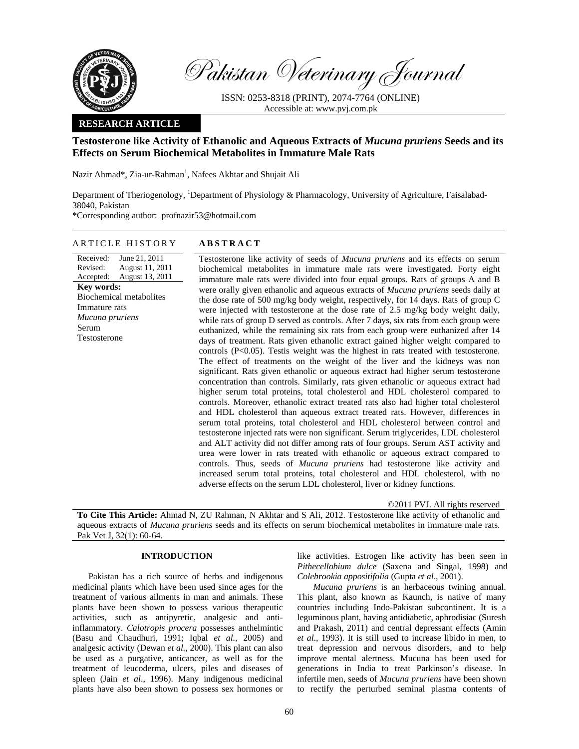# Pakistan Veterinary Journal

ISSN: 0253-8318 (PRINT), 2074-7764 (ONLINE)
Accessible at: www.pvj.com.pk

**RESEARCH ARTICLE**

## Testosterone like Activity of Ethanolic and Aqueous Extracts of *Mucuna pruriens* Seeds and its Effects on Serum Biochemical Metabolites in Immature Male Rats

Nazir Ahmad*, Zia-ur-Rahman[1], Nafees Akhtar and Shujait Ali

Department of Theriogenology, [1]Department of Physiology & Pharmacology, University of Agriculture, Faisalabad-38040, Pakistan

*Corresponding author: profnazir53@hotmail.com

### ARTICLE HISTORY

Received: June 21, 2011
Revised: August 11, 2011
Accepted: August 13, 2011

**Key words:**
Biochemical metabolites
Immature rats
*Mucuna pruriens*
Serum
Testosterone

### ABSTRACT

Testosterone like activity of seeds of *Mucuna pruriens* and its effects on serum biochemical metabolites in immature male rats were investigated. Forty eight immature male rats were divided into four equal groups. Rats of groups A and B were orally given ethanolic and aqueous extracts of *Mucuna pruriens* seeds daily at the dose rate of 500 mg/kg body weight, respectively, for 14 days. Rats of group C were injected with testosterone at the dose rate of 2.5 mg/kg body weight daily, while rats of group D served as controls. After 7 days, six rats from each group were euthanized, while the remaining six rats from each group were euthanized after 14 days of treatment. Rats given ethanolic extract gained higher weight compared to controls ($P<0.05$). Testis weight was the highest in rats treated with testosterone. The effect of treatments on the weight of the liver and the kidneys was non significant. Rats given ethanolic or aqueous extract had higher serum testosterone concentration than controls. Similarly, rats given ethanolic or aqueous extract had higher serum total proteins, total cholesterol and HDL cholesterol compared to controls. Moreover, ethanolic extract treated rats also had higher total cholesterol and HDL cholesterol than aqueous extract treated rats. However, differences in serum total proteins, total cholesterol and HDL cholesterol between control and testosterone injected rats were non significant. Serum triglycerides, LDL cholesterol and ALT activity did not differ among rats of four groups. Serum AST activity and urea were lower in rats treated with ethanolic or aqueous extract compared to controls. Thus, seeds of *Mucuna pruriens* had testosterone like activity and increased serum total proteins, total cholesterol and HDL cholesterol, with no adverse effects on the serum LDL cholesterol, liver or kidney functions.

©2011 PVJ. All rights reserved

**To Cite This Article:** Ahmad N, ZU Rahman, N Akhtar and S Ali, 2012. Testosterone like activity of ethanolic and aqueous extracts of *Mucuna pruriens* seeds and its effects on serum biochemical metabolites in immature male rats. Pak Vet J, 32(1): 60-64.

## INTRODUCTION

Pakistan has a rich source of herbs and indigenous medicinal plants which have been used since ages for the treatment of various ailments in man and animals. These plants have been shown to possess various therapeutic activities, such as antipyretic, analgesic and anti-inflammatory. *Calotropis procera* possesses anthelmintic (Basu and Chaudhuri, 1991; Iqbal *et al.,* 2005) and analgesic activity (Dewan *et al.,* 2000). This plant can also be used as a purgative, anticancer, as well as for the treatment of leucoderma, ulcers, piles and diseases of spleen (Jain *et al*., 1996). Many indigenous medicinal plants have also been shown to possess sex hormones or like activities. Estrogen like activity has been seen in *Pithecellobium dulce* (Saxena and Singal, 1998) and *Colebrookia appositifolia* (Gupta *et al*., 2001).

*Mucuna pruriens* is an herbaceous twining annual. This plant, also known as Kaunch, is native of many countries including Indo-Pakistan subcontinent. It is a leguminous plant, having antidiabetic, aphrodisiac (Suresh and Prakash, 2011) and central depressant effects (Amin *et al*., 1993). It is still used to increase libido in men, to treat depression and nervous disorders, and to help improve mental alertness. Mucuna has been used for generations in India to treat Parkinson's disease. In infertile men, seeds of *Mucuna pruriens* have been shown to rectify the perturbed seminal plasma contents of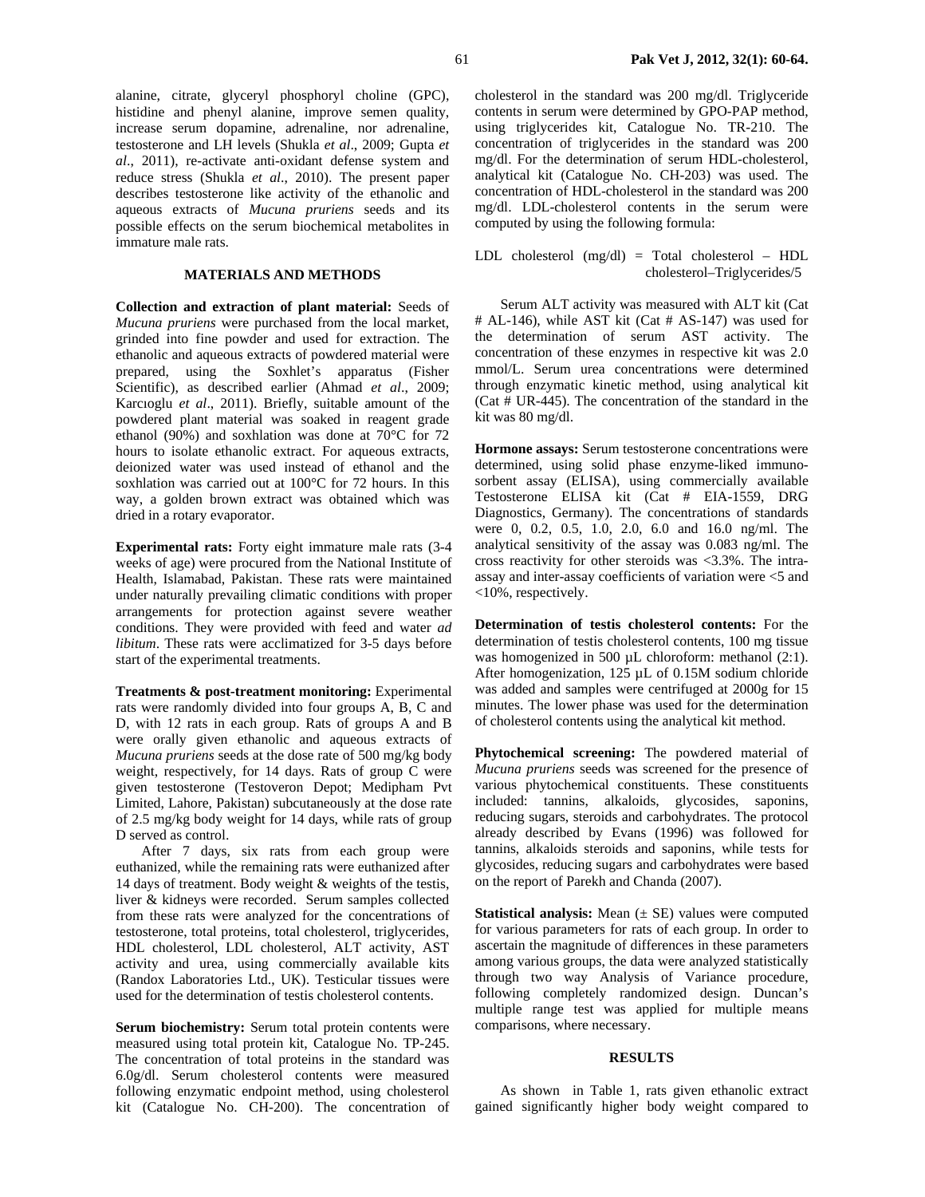alanine, citrate, glyceryl phosphoryl choline (GPC), histidine and phenyl alanine, improve semen quality, increase serum dopamine, adrenaline, nor adrenaline, testosterone and LH levels (Shukla *et al*., 2009; Gupta *et al*., 2011), re-activate anti-oxidant defense system and reduce stress (Shukla *et al*., 2010). The present paper describes testosterone like activity of the ethanolic and aqueous extracts of *Mucuna pruriens* seeds and its possible effects on the serum biochemical metabolites in immature male rats.

## MATERIALS AND METHODS

**Collection and extraction of plant material:** Seeds of *Mucuna pruriens* were purchased from the local market, grinded into fine powder and used for extraction. The ethanolic and aqueous extracts of powdered material were prepared, using the Soxhlet's apparatus (Fisher Scientific), as described earlier (Ahmad *et al*., 2009; Karcıoglu *et al*., 2011). Briefly, suitable amount of the powdered plant material was soaked in reagent grade ethanol (90%) and soxhlation was done at 70°C for 72 hours to isolate ethanolic extract. For aqueous extracts, deionized water was used instead of ethanol and the soxhlation was carried out at 100°C for 72 hours. In this way, a golden brown extract was obtained which was dried in a rotary evaporator.

**Experimental rats:** Forty eight immature male rats (3-4 weeks of age) were procured from the National Institute of Health, Islamabad, Pakistan. These rats were maintained under naturally prevailing climatic conditions with proper arrangements for protection against severe weather conditions. They were provided with feed and water *ad libitum*. These rats were acclimatized for 3-5 days before start of the experimental treatments.

**Treatments & post-treatment monitoring:** Experimental rats were randomly divided into four groups A, B, C and D, with 12 rats in each group. Rats of groups A and B were orally given ethanolic and aqueous extracts of *Mucuna pruriens* seeds at the dose rate of 500 mg/kg body weight, respectively, for 14 days. Rats of group C were given testosterone (Testoveron Depot; Medipham Pvt Limited, Lahore, Pakistan) subcutaneously at the dose rate of 2.5 mg/kg body weight for 14 days, while rats of group D served as control.

After 7 days, six rats from each group were euthanized, while the remaining rats were euthanized after 14 days of treatment. Body weight & weights of the testis, liver & kidneys were recorded. Serum samples collected from these rats were analyzed for the concentrations of testosterone, total proteins, total cholesterol, triglycerides, HDL cholesterol, LDL cholesterol, ALT activity, AST activity and urea, using commercially available kits (Randox Laboratories Ltd., UK). Testicular tissues were used for the determination of testis cholesterol contents.

**Serum biochemistry:** Serum total protein contents were measured using total protein kit, Catalogue No. TP-245. The concentration of total proteins in the standard was 6.0g/dl. Serum cholesterol contents were measured following enzymatic endpoint method, using cholesterol kit (Catalogue No. CH-200). The concentration of cholesterol in the standard was 200 mg/dl. Triglyceride contents in serum were determined by GPO-PAP method, using triglycerides kit, Catalogue No. TR-210. The concentration of triglycerides in the standard was 200 mg/dl. For the determination of serum HDL-cholesterol, analytical kit (Catalogue No. CH-203) was used. The concentration of HDL-cholesterol in the standard was 200 mg/dl. LDL-cholesterol contents in the serum were computed by using the following formula:

$$\text{LDL cholesterol (mg/dl)} = \text{Total cholesterol} - \text{HDL cholesterol} - \text{Triglycerides}/5$$

Serum ALT activity was measured with ALT kit (Cat # AL-146), while AST kit (Cat # AS-147) was used for the determination of serum AST activity. The concentration of these enzymes in respective kit was 2.0 mmol/L. Serum urea concentrations were determined through enzymatic kinetic method, using analytical kit (Cat # UR-445). The concentration of the standard in the kit was 80 mg/dl.

**Hormone assays:** Serum testosterone concentrations were determined, using solid phase enzyme-liked immuno-sorbent assay (ELISA), using commercially available Testosterone ELISA kit (Cat # EIA-1559, DRG Diagnostics, Germany). The concentrations of standards were 0, 0.2, 0.5, 1.0, 2.0, 6.0 and 16.0 ng/ml. The analytical sensitivity of the assay was 0.083 ng/ml. The cross reactivity for other steroids was <3.3%. The intra-assay and inter-assay coefficients of variation were <5 and <10%, respectively.

**Determination of testis cholesterol contents:** For the determination of testis cholesterol contents, 100 mg tissue was homogenized in 500 µL chloroform: methanol (2:1). After homogenization, 125 µL of 0.15M sodium chloride was added and samples were centrifuged at 2000g for 15 minutes. The lower phase was used for the determination of cholesterol contents using the analytical kit method.

**Phytochemical screening:** The powdered material of *Mucuna pruriens* seeds was screened for the presence of various phytochemical constituents. These constituents included: tannins, alkaloids, glycosides, saponins, reducing sugars, steroids and carbohydrates. The protocol already described by Evans (1996) was followed for tannins, alkaloids steroids and saponins, while tests for glycosides, reducing sugars and carbohydrates were based on the report of Parekh and Chanda (2007).

**Statistical analysis:** Mean (± SE) values were computed for various parameters for rats of each group. In order to ascertain the magnitude of differences in these parameters among various groups, the data were analyzed statistically through two way Analysis of Variance procedure, following completely randomized design. Duncan's multiple range test was applied for multiple means comparisons, where necessary.

## RESULTS

As shown in Table 1, rats given ethanolic extract gained significantly higher body weight compared to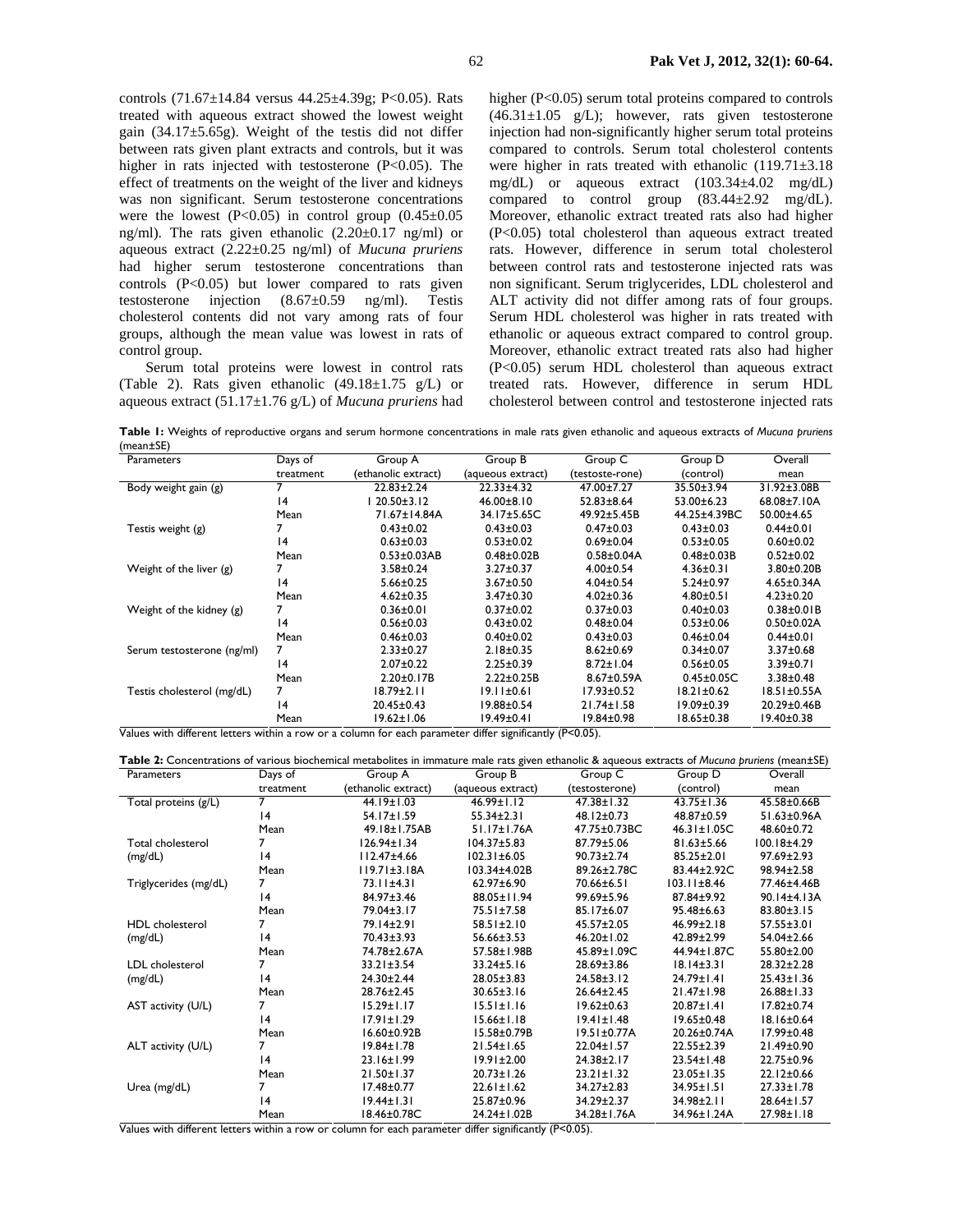controls (71.67±14.84 versus 44.25±4.39g; P<0.05). Rats treated with aqueous extract showed the lowest weight gain (34.17±5.65g). Weight of the testis did not differ between rats given plant extracts and controls, but it was higher in rats injected with testosterone (P<0.05). The effect of treatments on the weight of the liver and kidneys was non significant. Serum testosterone concentrations were the lowest (P<0.05) in control group (0.45±0.05 ng/ml). The rats given ethanolic (2.20±0.17 ng/ml) or aqueous extract (2.22±0.25 ng/ml) of *Mucuna pruriens* had higher serum testosterone concentrations than controls (P<0.05) but lower compared to rats given testosterone injection (8.67±0.59 ng/ml). Testis cholesterol contents did not vary among rats of four groups, although the mean value was lowest in rats of control group.

Serum total proteins were lowest in control rats (Table 2). Rats given ethanolic (49.18±1.75 g/L) or aqueous extract (51.17±1.76 g/L) of *Mucuna pruriens* had higher (P<0.05) serum total proteins compared to controls (46.31±1.05 g/L); however, rats given testosterone injection had non-significantly higher serum total proteins compared to controls. Serum total cholesterol contents were higher in rats treated with ethanolic (119.71±3.18 mg/dL) or aqueous extract (103.34±4.02 mg/dL) compared to control group (83.44±2.92 mg/dL). Moreover, ethanolic extract treated rats also had higher (P<0.05) total cholesterol than aqueous extract treated rats. However, difference in serum total cholesterol between control rats and testosterone injected rats was non significant. Serum triglycerides, LDL cholesterol and ALT activity did not differ among rats of four groups. Serum HDL cholesterol was higher in rats treated with ethanolic or aqueous extract compared to control group. Moreover, ethanolic extract treated rats also had higher (P<0.05) serum HDL cholesterol than aqueous extract treated rats. However, difference in serum HDL cholesterol between control and testosterone injected rats

**Table 1:** Weights of reproductive organs and serum hormone concentrations in male rats given ethanolic and aqueous extracts of *Mucuna pruriens* (mean±SE)

| Parameters | Days of treatment | Group A (ethanolic extract) | Group B (aqueous extract) | Group C (testoste-rone) | Group D (control) | Overall mean |
|---|---|---|---|---|---|---|
| Body weight gain (g) | 7 | 22.83±2.24 | 22.33±4.32 | 47.00±7.27 | 35.50±3.94 | 31.92±3.08B |
| | 14 | 1 20.50±3.12 | 46.00±8.10 | 52.83±8.64 | 53.00±6.23 | 68.08±7.10A |
| | Mean | 71.67±14.84A | 34.17±5.65C | 49.92±5.45B | 44.25±4.39BC | 50.00±4.65 |
| Testis weight (g) | 7 | 0.43±0.02 | 0.43±0.03 | 0.47±0.03 | 0.43±0.03 | 0.44±0.01 |
| | 14 | 0.63±0.03 | 0.53±0.02 | 0.69±0.04 | 0.53±0.05 | 0.60±0.02 |
| | Mean | 0.53±0.03AB | 0.48±0.02B | 0.58±0.04A | 0.48±0.03B | 0.52±0.02 |
| Weight of the liver (g) | 7 | 3.58±0.24 | 3.27±0.37 | 4.00±0.54 | 4.36±0.31 | 3.80±0.20B |
| | 14 | 5.66±0.25 | 3.67±0.50 | 4.04±0.54 | 5.24±0.97 | 4.65±0.34A |
| | Mean | 4.62±0.35 | 3.47±0.30 | 4.02±0.36 | 4.80±0.51 | 4.23±0.20 |
| Weight of the kidney (g) | 7 | 0.36±0.01 | 0.37±0.02 | 0.37±0.03 | 0.40±0.03 | 0.38±0.01B |
| | 14 | 0.56±0.03 | 0.43±0.02 | 0.48±0.04 | 0.53±0.06 | 0.50±0.02A |
| | Mean | 0.46±0.03 | 0.40±0.02 | 0.43±0.03 | 0.46±0.04 | 0.44±0.01 |
| Serum testosterone (ng/ml) | 7 | 2.33±0.27 | 2.18±0.35 | 8.62±0.69 | 0.34±0.07 | 3.37±0.68 |
| | 14 | 2.07±0.22 | 2.25±0.39 | 8.72±1.04 | 0.56±0.05 | 3.39±0.71 |
| | Mean | 2.20±0.17B | 2.22±0.25B | 8.67±0.59A | 0.45±0.05C | 3.38±0.48 |
| Testis cholesterol (mg/dL) | 7 | 18.79±2.11 | 19.11±0.61 | 17.93±0.52 | 18.21±0.62 | 18.51±0.55A |
| | 14 | 20.45±0.43 | 19.88±0.54 | 21.74±1.58 | 19.09±0.39 | 20.29±0.46B |
| | Mean | 19.62±1.06 | 19.49±0.41 | 19.84±0.98 | 18.65±0.38 | 19.40±0.38 |

Values with different letters within a row or a column for each parameter differ significantly (P<0.05).

**Table 2:** Concentrations of various biochemical metabolites in immature male rats given ethanolic & aqueous extracts of *Mucuna pruriens* (mean±SE)

| Parameters | Days of treatment | Group A (ethanolic extract) | Group B (aqueous extract) | Group C (testosterone) | Group D (control) | Overall mean |
|---|---|---|---|---|---|---|
| Total proteins (g/L) | 7 | 44.19±1.03 | 46.99±1.12 | 47.38±1.32 | 43.75±1.36 | 45.58±0.66B |
| | 14 | 54.17±1.59 | 55.34±2.31 | 48.12±0.73 | 48.87±0.59 | 51.63±0.96A |
| | Mean | 49.18±1.75AB | 51.17±1.76A | 47.75±0.73BC | 46.31±1.05C | 48.60±0.72 |
| Total cholesterol (mg/dL) | 7 | 126.94±1.34 | 104.37±5.83 | 87.79±5.06 | 81.63±5.66 | 100.18±4.29 |
| | 14 | 112.47±4.66 | 102.31±6.05 | 90.73±2.74 | 85.25±2.01 | 97.69±2.93 |
| | Mean | 119.71±3.18A | 103.34±4.02B | 89.26±2.78C | 83.44±2.92C | 98.94±2.58 |
| Triglycerides (mg/dL) | 7 | 73.11±4.31 | 62.97±6.90 | 70.66±6.51 | 103.11±8.46 | 77.46±4.46B |
| | 14 | 84.97±3.46 | 88.05±11.94 | 99.69±5.96 | 87.84±9.92 | 90.14±4.13A |
| | Mean | 79.04±3.17 | 75.51±7.58 | 85.17±6.07 | 95.48±6.63 | 83.80±3.15 |
| HDL cholesterol (mg/dL) | 7 | 79.14±2.91 | 58.51±2.10 | 45.57±2.05 | 46.99±2.18 | 57.55±3.01 |
| | 14 | 70.43±3.93 | 56.66±3.53 | 46.20±1.02 | 42.89±2.99 | 54.04±2.66 |
| | Mean | 74.78±2.67A | 57.58±1.98B | 45.89±1.09C | 44.94±1.87C | 55.80±2.00 |
| LDL cholesterol (mg/dL) | 7 | 33.21±3.54 | 33.24±5.16 | 28.69±3.86 | 18.14±3.31 | 28.32±2.28 |
| | 14 | 24.30±2.44 | 28.05±3.83 | 24.58±3.12 | 24.79±1.41 | 25.43±1.36 |
| | Mean | 28.76±2.45 | 30.65±3.16 | 26.64±2.45 | 21.47±1.98 | 26.88±1.33 |
| AST activity (U/L) | 7 | 15.29±1.17 | 15.51±1.16 | 19.62±0.63 | 20.87±1.41 | 17.82±0.74 |
| | 14 | 17.91±1.29 | 15.66±1.18 | 19.41±1.48 | 19.65±0.48 | 18.16±0.64 |
| | Mean | 16.60±0.92B | 15.58±0.79B | 19.51±0.77A | 20.26±0.74A | 17.99±0.48 |
| ALT activity (U/L) | 7 | 19.84±1.78 | 21.54±1.65 | 22.04±1.57 | 22.55±2.39 | 21.49±0.90 |
| | 14 | 23.16±1.99 | 19.91±2.00 | 24.38±2.17 | 23.54±1.48 | 22.75±0.96 |
| | Mean | 21.50±1.37 | 20.73±1.26 | 23.21±1.32 | 23.05±1.35 | 22.12±0.66 |
| Urea (mg/dL) | 7 | 17.48±0.77 | 22.61±1.62 | 34.27±2.83 | 34.95±1.51 | 27.33±1.78 |
| | 14 | 19.44±1.31 | 25.87±0.96 | 34.29±2.37 | 34.98±2.11 | 28.64±1.57 |
| | Mean | 18.46±0.78C | 24.24±1.02B | 34.28±1.76A | 34.96±1.24A | 27.98±1.18 |

Values with different letters within a row or column for each parameter differ significantly (P<0.05).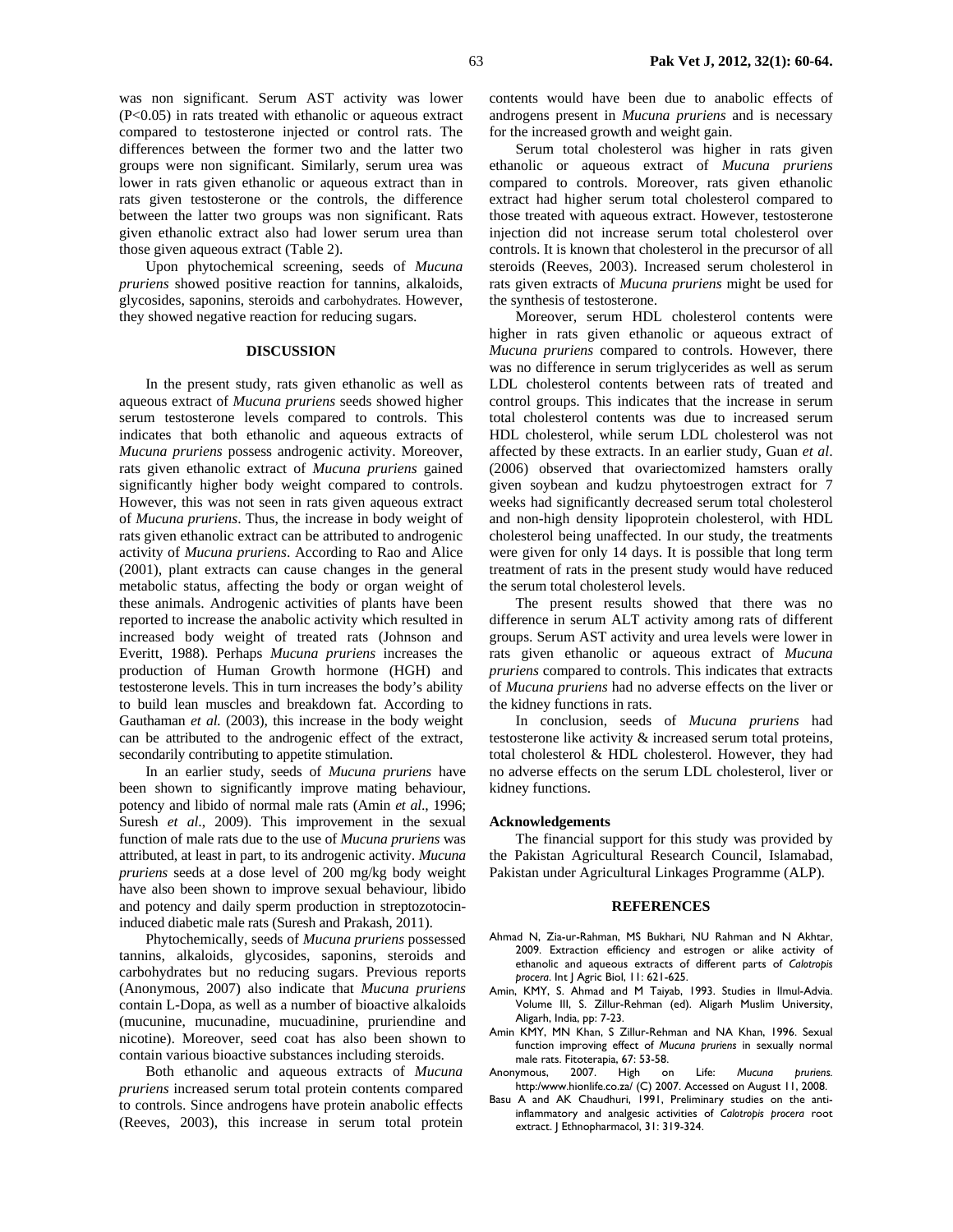was non significant. Serum AST activity was lower ($P<0.05$) in rats treated with ethanolic or aqueous extract compared to testosterone injected or control rats. The differences between the former two and the latter two groups were non significant. Similarly, serum urea was lower in rats given ethanolic or aqueous extract than in rats given testosterone or the controls, the difference between the latter two groups was non significant. Rats given ethanolic extract also had lower serum urea than those given aqueous extract (Table 2).

Upon phytochemical screening, seeds of *Mucuna pruriens* showed positive reaction for tannins, alkaloids, glycosides, saponins, steroids and carbohydrates. However, they showed negative reaction for reducing sugars.

## DISCUSSION

In the present study, rats given ethanolic as well as aqueous extract of *Mucuna pruriens* seeds showed higher serum testosterone levels compared to controls. This indicates that both ethanolic and aqueous extracts of *Mucuna pruriens* possess androgenic activity. Moreover, rats given ethanolic extract of *Mucuna pruriens* gained significantly higher body weight compared to controls. However, this was not seen in rats given aqueous extract of *Mucuna pruriens*. Thus, the increase in body weight of rats given ethanolic extract can be attributed to androgenic activity of *Mucuna pruriens*. According to Rao and Alice (2001), plant extracts can cause changes in the general metabolic status, affecting the body or organ weight of these animals. Androgenic activities of plants have been reported to increase the anabolic activity which resulted in increased body weight of treated rats (Johnson and Everitt, 1988). Perhaps *Mucuna pruriens* increases the production of Human Growth hormone (HGH) and testosterone levels. This in turn increases the body's ability to build lean muscles and breakdown fat. According to Gauthaman *et al.* (2003), this increase in the body weight can be attributed to the androgenic effect of the extract, secondarily contributing to appetite stimulation.

In an earlier study, seeds of *Mucuna pruriens* have been shown to significantly improve mating behaviour, potency and libido of normal male rats (Amin *et al*., 1996; Suresh *et al*., 2009). This improvement in the sexual function of male rats due to the use of *Mucuna pruriens* was attributed, at least in part, to its androgenic activity. *Mucuna pruriens* seeds at a dose level of 200 mg/kg body weight have also been shown to improve sexual behaviour, libido and potency and daily sperm production in streptozotocin-induced diabetic male rats (Suresh and Prakash, 2011).

Phytochemically, seeds of *Mucuna pruriens* possessed tannins, alkaloids, glycosides, saponins, steroids and carbohydrates but no reducing sugars. Previous reports (Anonymous, 2007) also indicate that *Mucuna pruriens* contain L-Dopa, as well as a number of bioactive alkaloids (mucunine, mucunadine, mucuadinine, pruriendine and nicotine). Moreover, seed coat has also been shown to contain various bioactive substances including steroids.

Both ethanolic and aqueous extracts of *Mucuna pruriens* increased serum total protein contents compared to controls. Since androgens have protein anabolic effects (Reeves, 2003), this increase in serum total protein contents would have been due to anabolic effects of androgens present in *Mucuna pruriens* and is necessary for the increased growth and weight gain.

Serum total cholesterol was higher in rats given ethanolic or aqueous extract of *Mucuna pruriens* compared to controls. Moreover, rats given ethanolic extract had higher serum total cholesterol compared to those treated with aqueous extract. However, testosterone injection did not increase serum total cholesterol over controls. It is known that cholesterol in the precursor of all steroids (Reeves, 2003). Increased serum cholesterol in rats given extracts of *Mucuna pruriens* might be used for the synthesis of testosterone.

Moreover, serum HDL cholesterol contents were higher in rats given ethanolic or aqueous extract of *Mucuna pruriens* compared to controls. However, there was no difference in serum triglycerides as well as serum LDL cholesterol contents between rats of treated and control groups. This indicates that the increase in serum total cholesterol contents was due to increased serum HDL cholesterol, while serum LDL cholesterol was not affected by these extracts. In an earlier study, Guan *et al*. (2006) observed that ovariectomized hamsters orally given soybean and kudzu phytoestrogen extract for 7 weeks had significantly decreased serum total cholesterol and non-high density lipoprotein cholesterol, with HDL cholesterol being unaffected. In our study, the treatments were given for only 14 days. It is possible that long term treatment of rats in the present study would have reduced the serum total cholesterol levels.

The present results showed that there was no difference in serum ALT activity among rats of different groups. Serum AST activity and urea levels were lower in rats given ethanolic or aqueous extract of *Mucuna pruriens* compared to controls. This indicates that extracts of *Mucuna pruriens* had no adverse effects on the liver or the kidney functions in rats.

In conclusion, seeds of *Mucuna pruriens* had testosterone like activity & increased serum total proteins, total cholesterol & HDL cholesterol. However, they had no adverse effects on the serum LDL cholesterol, liver or kidney functions.

### Acknowledgements

The financial support for this study was provided by the Pakistan Agricultural Research Council, Islamabad, Pakistan under Agricultural Linkages Programme (ALP).

## REFERENCES

Ahmad N, Zia-ur-Rahman, MS Bukhari, NU Rahman and N Akhtar, 2009. Extraction efficiency and estrogen or alike activity of ethanolic and aqueous extracts of different parts of *Calotropis procera*. Int J Agric Biol, 11: 621-625.

Amin, KMY, S. Ahmad and M Taiyab, 1993. Studies in Ilmul-Advia. Volume III, S. Zillur-Rehman (ed). Aligarh Muslim University, Aligarh, India, pp: 7-23.

Amin KMY, MN Khan, S Zillur-Rehman and NA Khan, 1996. Sexual function improving effect of *Mucuna pruriens* in sexually normal male rats. Fitoterapia, 67: 53-58.

Anonymous, 2007. High on Life: *Mucuna pruriens.* http:www.hionlife.co.za/ (C) 2007. Accessed on August 11, 2008.

Basu A and AK Chaudhuri, 1991, Preliminary studies on the anti-inflammatory and analgesic activities of *Calotropis procera* root extract. J Ethnopharmacol, 31: 319-324.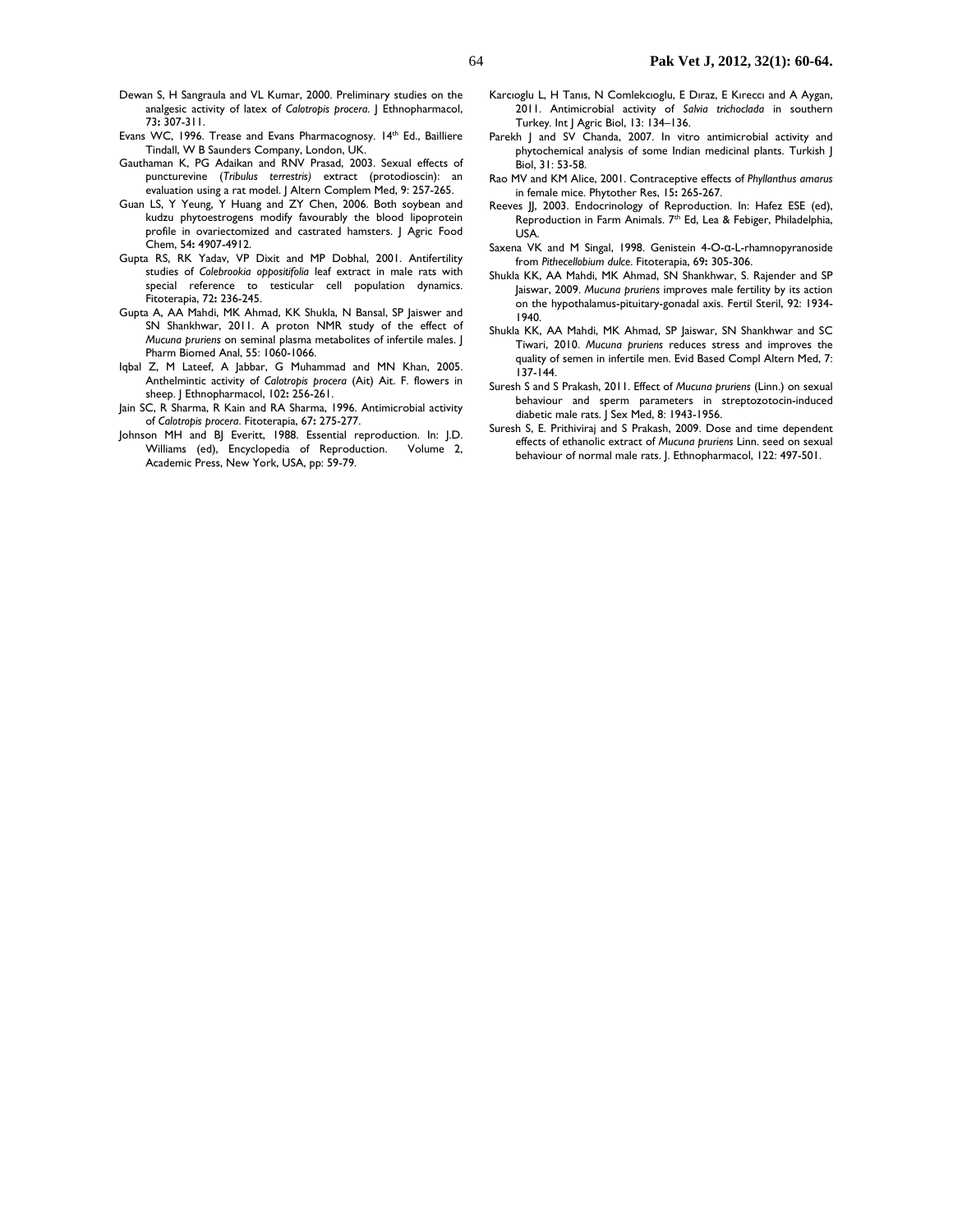Dewan S, H Sangraula and VL Kumar, 2000. Preliminary studies on the analgesic activity of latex of *Calotropis procera*. J Ethnopharmacol, 73**:** 307-311.

Evans WC, 1996. Trease and Evans Pharmacognosy. 14th Ed., Bailliere Tindall, W B Saunders Company, London, UK.

Gauthaman K, PG Adaikan and RNV Prasad, 2003. Sexual effects of puncturevine (*Tribulus terrestris)* extract (protodioscin): an evaluation using a rat model. J Altern Complem Med, 9: 257-265.

Guan LS, Y Yeung, Y Huang and ZY Chen, 2006. Both soybean and kudzu phytoestrogens modify favourably the blood lipoprotein profile in ovariectomized and castrated hamsters. J Agric Food Chem, 54**:** 4907-4912.

Gupta RS, RK Yadav, VP Dixit and MP Dobhal, 2001. Antifertility studies of *Colebrookia oppositifolia* leaf extract in male rats with special reference to testicular cell population dynamics. Fitoterapia, 72**:** 236-245.

Gupta A, AA Mahdi, MK Ahmad, KK Shukla, N Bansal, SP Jaiswer and SN Shankhwar, 2011. A proton NMR study of the effect of *Mucuna pruriens* on seminal plasma metabolites of infertile males. J Pharm Biomed Anal, 55: 1060-1066.

Iqbal Z, M Lateef, A Jabbar, G Muhammad and MN Khan, 2005. Anthelmintic activity of *Calotropis procera* (Ait) Ait. F. flowers in sheep. J Ethnopharmacol, 102**:** 256-261.

Jain SC, R Sharma, R Kain and RA Sharma, 1996. Antimicrobial activity of *Calotropis procera*. Fitoterapia, 67**:** 275-277.

Johnson MH and BJ Everitt, 1988. Essential reproduction. In: J.D. Williams (ed), Encyclopedia of Reproduction. Volume 2, Academic Press, New York, USA, pp: 59-79.

Karcıoglu L, H Tanıs, N Comlekcıoglu, E Dıraz, E Kıreccı and A Aygan, 2011. Antimicrobial activity of *Salvia trichoclada* in southern Turkey. Int J Agric Biol, 13: 134–136.

Parekh J and SV Chanda, 2007. In vitro antimicrobial activity and phytochemical analysis of some Indian medicinal plants. Turkish J Biol, 31: 53-58.

Rao MV and KM Alice, 2001. Contraceptive effects of *Phyllanthus amarus* in female mice. Phytother Res, 15**:** 265-267.

Reeves JJ, 2003. Endocrinology of Reproduction. In: Hafez ESE (ed), Reproduction in Farm Animals. 7th Ed, Lea & Febiger, Philadelphia, USA.

Saxena VK and M Singal, 1998. Genistein 4-O-α-L-rhamnopyranoside from *Pithecellobium dulce*. Fitoterapia, 69**:** 305-306.

Shukla KK, AA Mahdi, MK Ahmad, SN Shankhwar, S. Rajender and SP Jaiswar, 2009. *Mucuna pruriens* improves male fertility by its action on the hypothalamus-pituitary-gonadal axis. Fertil Steril, 92: 1934-1940.

Shukla KK, AA Mahdi, MK Ahmad, SP Jaiswar, SN Shankhwar and SC Tiwari, 2010. *Mucuna pruriens* reduces stress and improves the quality of semen in infertile men. Evid Based Compl Altern Med, 7: 137-144.

Suresh S and S Prakash, 2011. Effect of *Mucuna pruriens* (Linn.) on sexual behaviour and sperm parameters in streptozotocin-induced diabetic male rats. J Sex Med, 8: 1943-1956.

Suresh S, E. Prithiviraj and S Prakash, 2009. Dose and time dependent effects of ethanolic extract of *Mucuna pruriens* Linn. seed on sexual behaviour of normal male rats. J. Ethnopharmacol, 122: 497-501.